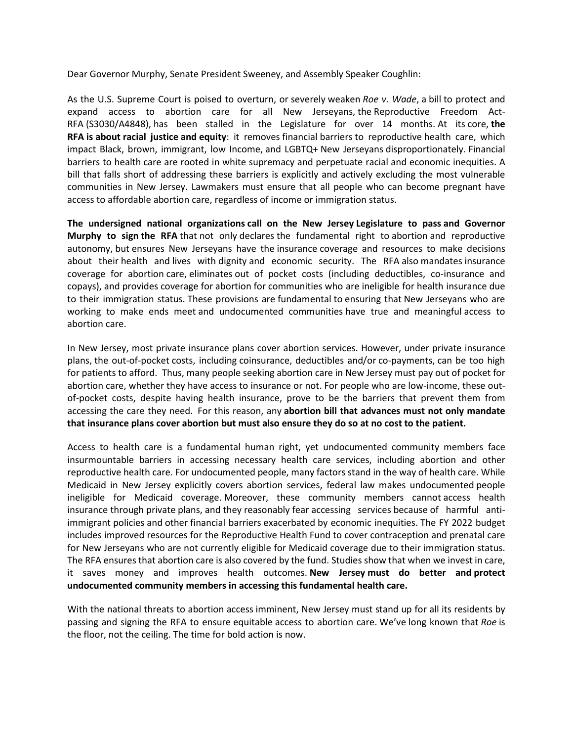Dear Governor Murphy, Senate President Sweeney, and Assembly Speaker Coughlin:

As the U.S. Supreme Court is poised to overturn, or severely weaken *Roe v. Wade*, a bill to protect and expand access to abortion care for all New Jerseyans, the Reproductive Freedom Act-RFA (S3030/A4848), has been stalled in the Legislature for over 14 months. At its core, **the RFA is about racial justice and equity**: it removes financial barriers to reproductive health care, which impact Black, brown, immigrant, low Income, and LGBTQ+ New Jerseyans disproportionately. Financial barriers to health care are rooted in white supremacy and perpetuate racial and economic inequities. A bill that falls short of addressing these barriers is explicitly and actively excluding the most vulnerable communities in New Jersey. Lawmakers must ensure that all people who can become pregnant have access to affordable abortion care, regardless of income or immigration status.

**The undersigned national organizations call on the New Jersey Legislature to pass and Governor Murphy to sign the RFA** that not only declares the fundamental right to abortion and reproductive autonomy, but ensures New Jerseyans have the insurance coverage and resources to make decisions about their health and lives with dignity and economic security. The RFA also mandates insurance coverage for abortion care, eliminates out of pocket costs (including deductibles, co-insurance and copays), and provides coverage for abortion for communities who are ineligible for health insurance due to their immigration status. These provisions are fundamental to ensuring that New Jerseyans who are working to make ends meet and undocumented communities have true and meaningful access to abortion care.

In New Jersey, most private insurance plans cover abortion services. However, under private insurance plans, the out-of-pocket costs, including coinsurance, deductibles and/or co-payments, can be too high for patients to afford. Thus, many people seeking abortion care in New Jersey must pay out of pocket for abortion care, whether they have access to insurance or not. For people who are low-income, these out-of-pocket costs, despite having health insurance, prove to be the barriers that prevent them from accessing the care they need. For this reason, any **abortion bill that advances must not only mandate that insurance plans cover abortion but must also ensure they do so at no cost to the patient.**

Access to health care is a fundamental human right, yet undocumented community members face insurmountable barriers in accessing necessary health care services, including abortion and other reproductive health care. For undocumented people, many factors stand in the way of health care. While Medicaid in New Jersey explicitly covers abortion services, federal law makes undocumented people ineligible for Medicaid coverage. Moreover, these community members cannot access health insurance through private plans, and they reasonably fear accessing services because of harmful anti-immigrant policies and other financial barriers exacerbated by economic inequities. The FY 2022 budget includes improved resources for the Reproductive Health Fund to cover contraception and prenatal care for New Jerseyans who are not currently eligible for Medicaid coverage due to their immigration status. The RFA ensures that abortion care is also covered by the fund. Studies show that when we invest in care, it saves money and improves health outcomes. **New Jersey must do better and protect undocumented community members in accessing this fundamental health care.**

With the national threats to abortion access imminent, New Jersey must stand up for all its residents by passing and signing the RFA to ensure equitable access to abortion care. We've long known that *Roe* is the floor, not the ceiling. The time for bold action is now.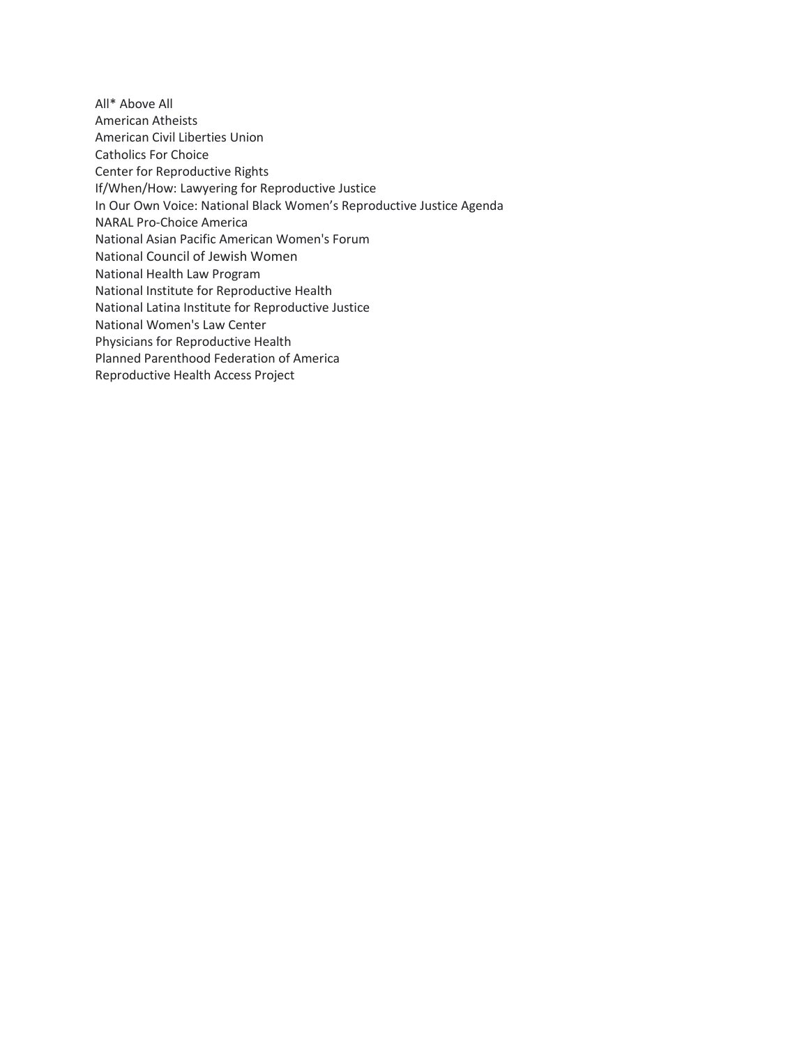All* Above All
American Atheists
American Civil Liberties Union
Catholics For Choice
Center for Reproductive Rights
If/When/How: Lawyering for Reproductive Justice
In Our Own Voice: National Black Women's Reproductive Justice Agenda
NARAL Pro-Choice America
National Asian Pacific American Women's Forum
National Council of Jewish Women
National Health Law Program
National Institute for Reproductive Health
National Latina Institute for Reproductive Justice
National Women's Law Center
Physicians for Reproductive Health
Planned Parenthood Federation of America
Reproductive Health Access Project